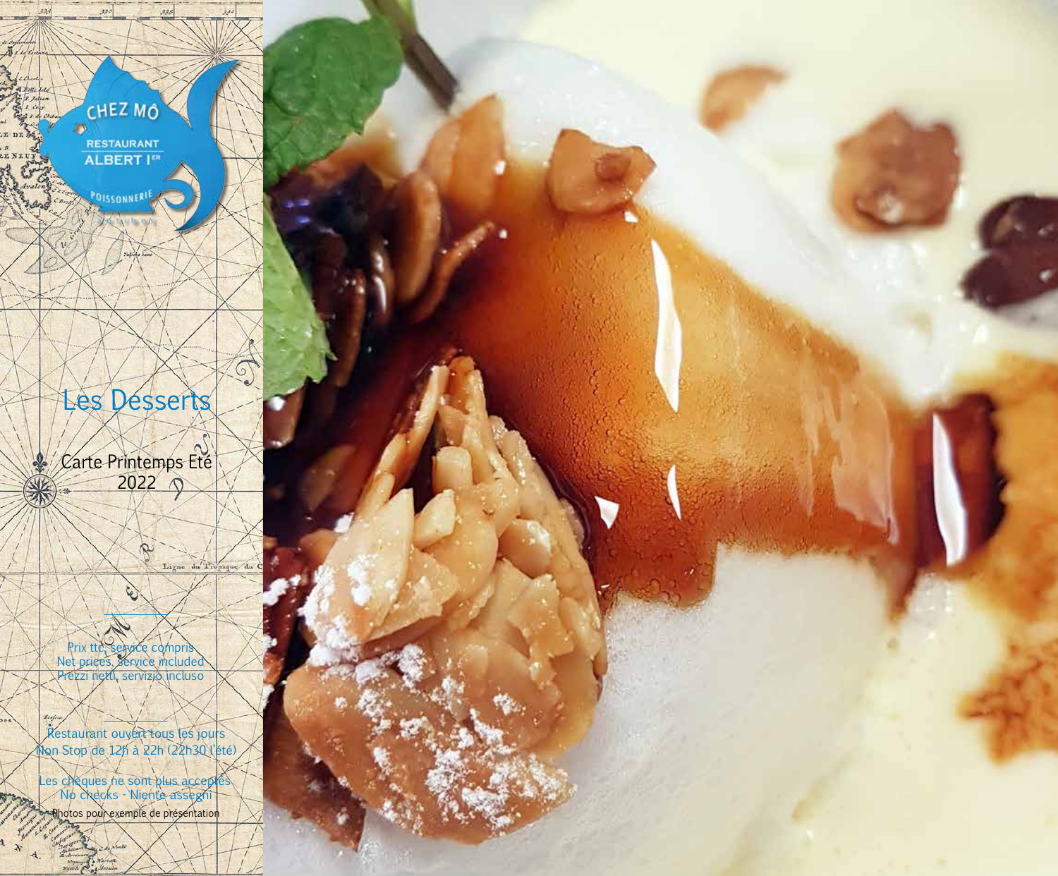CHEZ MÔ

RESTAURANT ALBERT I[ER]

POISSONNERIE

# Les Desserts

Carte Printemps Eté 2022

Prix ttc, service compris
Net prices, service included
Prezzi netti, servizio incluso

Restaurant ouvert tous les jours
Non Stop de 12h à 22h (22h30 l'été)

Les chèques ne sont plus acceptés
No checks - Niente assegni

Photos pour exemple de présentation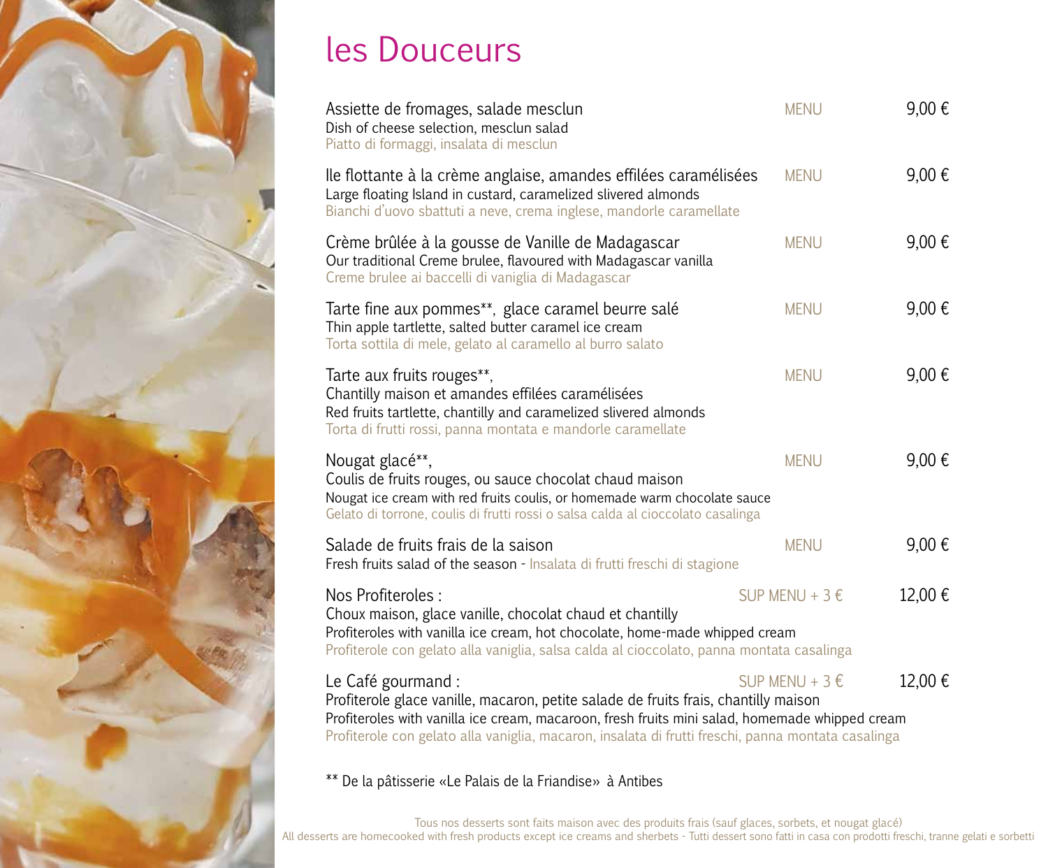# les Douceurs

**Assiette de fromages, salade mesclun** — MENU — 9,00 €
Dish of cheese selection, mesclun salad
Piatto di formaggi, insalata di mesclun

**Ile flottante à la crème anglaise, amandes effilées caramélisées** — MENU — 9,00 €
Large floating Island in custard, caramelized slivered almonds
Bianchi d'uovo sbattuti a neve, crema inglese, mandorle caramellate

**Crème brûlée à la gousse de Vanille de Madagascar** — MENU — 9,00 €
Our traditional Creme brulee, flavoured with Madagascar vanilla
Creme brulee ai baccelli di vaniglia di Madagascar

**Tarte fine aux pommes**, glace caramel beurre salé** — MENU — 9,00 €
Thin apple tartlette, salted butter caramel ice cream
Torta sottila di mele, gelato al caramello al burro salato

**Tarte aux fruits rouges**,** — MENU — 9,00 €
Chantilly maison et amandes effilées caramélisées
Red fruits tartlette, chantilly and caramelized slivered almonds
Torta di frutti rossi, panna montata e mandorle caramellate

**Nougat glacé**,** — MENU — 9,00 €
Coulis de fruits rouges, ou sauce chocolat chaud maison
Nougat ice cream with red fruits coulis, or homemade warm chocolate sauce
Gelato di torrone, coulis di frutti rossi o salsa calda al cioccolato casalinga

**Salade de fruits frais de la saison** — MENU — 9,00 €
Fresh fruits salad of the season - Insalata di frutti freschi di stagione

**Nos Profiteroles :** — SUP MENU + 3 € — 12,00 €
Choux maison, glace vanille, chocolat chaud et chantilly
Profiteroles with vanilla ice cream, hot chocolate, home-made whipped cream
Profiterole con gelato alla vaniglia, salsa calda al cioccolato, panna montata casalinga

**Le Café gourmand :** — SUP MENU + 3 € — 12,00 €
Profiterole glace vanille, macaron, petite salade de fruits frais, chantilly maison
Profiteroles with vanilla ice cream, macaroon, fresh fruits mini salad, homemade whipped cream
Profiterole con gelato alla vaniglia, macaron, insalata di frutti freschi, panna montata casalinga

** De la pâtisserie «Le Palais de la Friandise» à Antibes

Tous nos desserts sont faits maison avec des produits frais (sauf glaces, sorbets, et nougat glacé)
All desserts are homecooked with fresh products except ice creams and sherbets - Tutti dessert sono fatti in casa con prodotti freschi, tranne gelati e sorbetti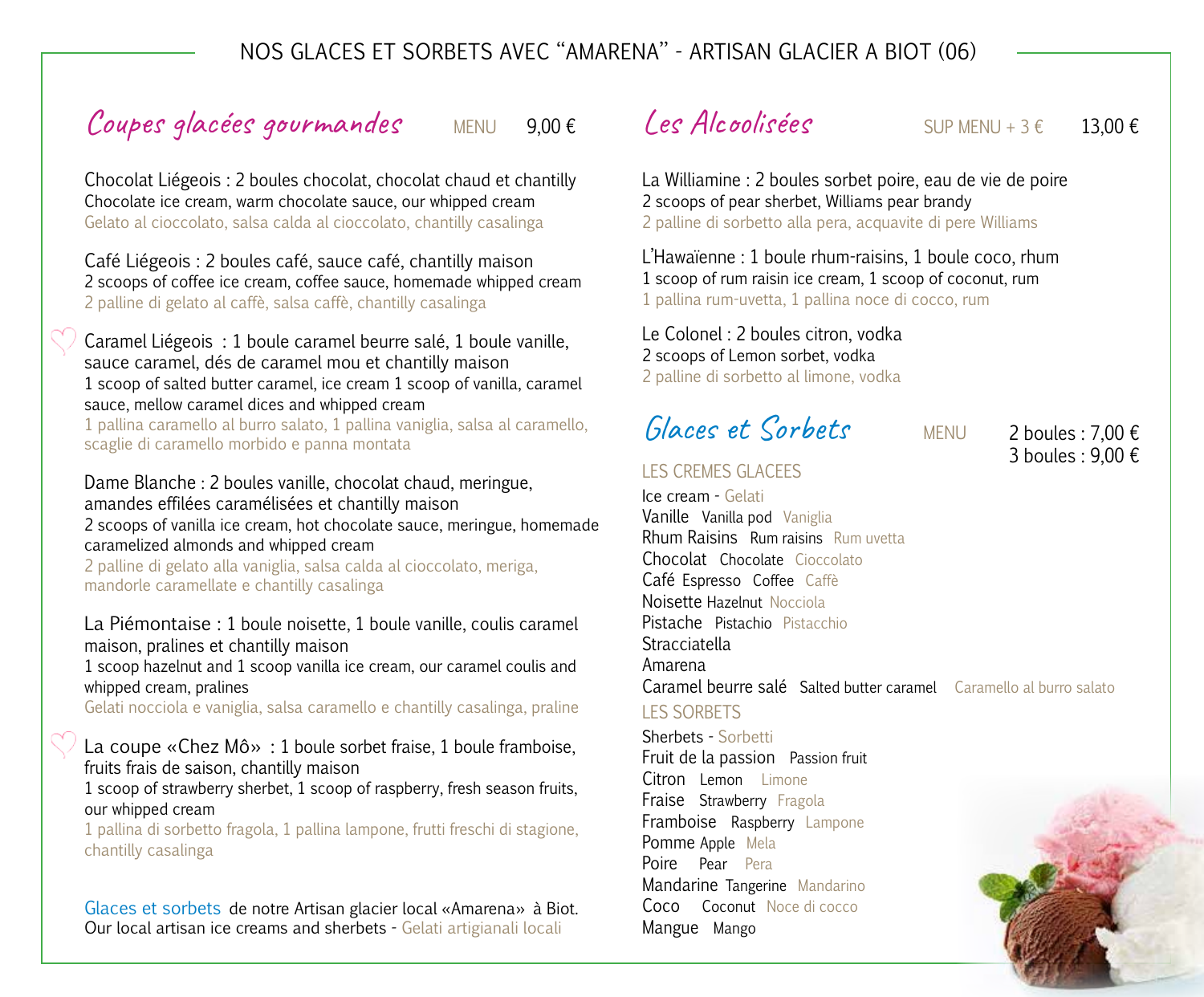# NOS GLACES ET SORBETS AVEC "AMARENA" - ARTISAN GLACIER A BIOT (06)

## Coupes glacées gourmandes

MENU 9,00 €

Chocolat Liégeois : 2 boules chocolat, chocolat chaud et chantilly
Chocolate ice cream, warm chocolate sauce, our whipped cream
Gelato al cioccolato, salsa calda al cioccolato, chantilly casalinga

Café Liégeois : 2 boules café, sauce café, chantilly maison
2 scoops of coffee ice cream, coffee sauce, homemade whipped cream
2 palline di gelato al caffè, salsa caffè, chantilly casalinga

♡ Caramel Liégeois : 1 boule caramel beurre salé, 1 boule vanille, sauce caramel, dés de caramel mou et chantilly maison
1 scoop of salted butter caramel, ice cream 1 scoop of vanilla, caramel sauce, mellow caramel dices and whipped cream
1 pallina caramello al burro salato, 1 pallina vaniglia, salsa al caramello, scaglie di caramello morbido e panna montata

Dame Blanche : 2 boules vanille, chocolat chaud, meringue, amandes effilées caramélisées et chantilly maison
2 scoops of vanilla ice cream, hot chocolate sauce, meringue, homemade caramelized almonds and whipped cream
2 palline di gelato alla vaniglia, salsa calda al cioccolato, meriga, mandorle caramellate e chantilly casalinga

La Piémontaise : 1 boule noisette, 1 boule vanille, coulis caramel maison, pralines et chantilly maison
1 scoop hazelnut and 1 scoop vanilla ice cream, our caramel coulis and whipped cream, pralines
Gelati nocciola e vaniglia, salsa caramello e chantilly casalinga, praline

♡ La coupe «Chez Mô» : 1 boule sorbet fraise, 1 boule framboise, fruits frais de saison, chantilly maison
1 scoop of strawberry sherbet, 1 scoop of raspberry, fresh season fruits, our whipped cream
1 pallina di sorbetto fragola, 1 pallina lampone, frutti freschi di stagione, chantilly casalinga

Glaces et sorbets de notre Artisan glacier local «Amarena» à Biot.
Our local artisan ice creams and sherbets - Gelati artigianali locali

## Les Alcoolisées

SUP MENU + 3 € 13,00 €

La Williamine : 2 boules sorbet poire, eau de vie de poire
2 scoops of pear sherbet, Williams pear brandy
2 palline di sorbetto alla pera, acquavite di pere Williams

L'Hawaïenne : 1 boule rhum-raisins, 1 boule coco, rhum
1 scoop of rum raisin ice cream, 1 scoop of coconut, rum
1 pallina rum-uvetta, 1 pallina noce di cocco, rum

Le Colonel : 2 boules citron, vodka
2 scoops of Lemon sorbet, vodka
2 palline di sorbetto al limone, vodka

## Glaces et Sorbets

MENU 2 boules : 7,00 €
3 boules : 9,00 €

### LES CREMES GLACEES

Ice cream - Gelati

- Vanille Vanilla pod Vaniglia
- Rhum Raisins Rum raisins Rum uvetta
- Chocolat Chocolate Cioccolato
- Café Espresso Coffee Caffè
- Noisette Hazelnut Nocciola
- Pistache Pistachio Pistacchio
- Stracciatella
- Amarena
- Caramel beurre salé Salted butter caramel Caramello al burro salato

### LES SORBETS

Sherbets - Sorbetti

- Fruit de la passion Passion fruit
- Citron Lemon Limone
- Fraise Strawberry Fragola
- Framboise Raspberry Lampone
- Pomme Apple Mela
- Poire Pear Pera
- Mandarine Tangerine Mandarino
- Coco Coconut Noce di cocco
- Mangue Mango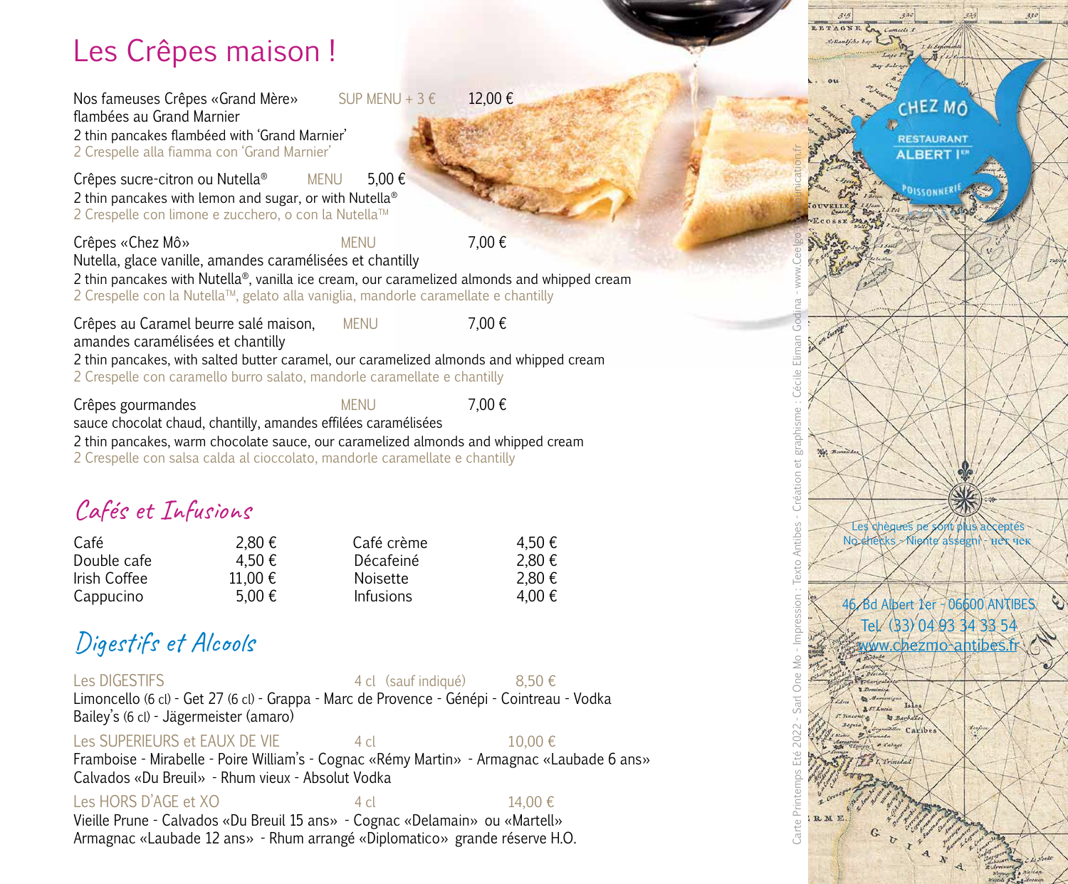# Les Crêpes maison !

Nos fameuses Crêpes «Grand Mère» flambées au Grand Marnier — SUP MENU + 3 € — 12,00 €
2 thin pancakes flambéed with 'Grand Marnier'
2 Crespelle alla fiamma con 'Grand Marnier'

Crêpes sucre-citron ou Nutella® — MENU — 5,00 €
2 thin pancakes with lemon and sugar, or with Nutella®
2 Crespelle con limone e zucchero, o con la Nutella™

Crêpes «Chez Mô» — MENU — 7,00 €
Nutella, glace vanille, amandes caramélisées et chantilly
2 thin pancakes with Nutella®, vanilla ice cream, our caramelized almonds and whipped cream
2 Crespelle con la Nutella™, gelato alla vaniglia, mandorle caramellate e chantilly

Crêpes au Caramel beurre salé maison, amandes caramélisées et chantilly — MENU — 7,00 €
2 thin pancakes, with salted butter caramel, our caramelized almonds and whipped cream
2 Crespelle con caramello burro salato, mandorle caramellate e chantilly

Crêpes gourmandes — MENU — 7,00 €
sauce chocolat chaud, chantilly, amandes effilées caramélisées
2 thin pancakes, warm chocolate sauce, our caramelized almonds and whipped cream
2 Crespelle con salsa calda al cioccolato, mandorle caramellate e chantilly

## Cafés et Infusions

| | | | |
|---|---|---|---|
| Café | 2,80 € | Café crème | 4,50 € |
| Double cafe | 4,50 € | Décafeiné | 2,80 € |
| Irish Coffee | 11,00 € | Noisette | 2,80 € |
| Cappucino | 5,00 € | Infusions | 4,00 € |

## Digestifs et Alcools

Les DIGESTIFS — 4 cl (sauf indiqué) — 8,50 €
Limoncello (6 cl) - Get 27 (6 cl) - Grappa - Marc de Provence - Génépi - Cointreau - Vodka
Bailey's (6 cl) - Jägermeister (amaro)

Les SUPERIEURS et EAUX DE VIE — 4 cl — 10,00 €
Framboise - Mirabelle - Poire William's - Cognac «Rémy Martin» - Armagnac «Laubade 6 ans»
Calvados «Du Breuil» - Rhum vieux - Absolut Vodka

Les HORS D'AGE et XO — 4 cl — 14,00 €
Vieille Prune - Calvados «Du Breuil 15 ans» - Cognac «Delamain» ou «Martell»
Armagnac «Laubade 12 ans» - Rhum arrangé «Diplomatico» grande réserve H.O.

CHEZ MÔ
RESTAURANT ALBERT I^ER
POISSONNERIE

Les chèques ne sont plus acceptés
No checks - Niente assegni - нет чек

46 Bd Albert 1er - 06600 ANTIBES
Tel. (33) 04 93 34 33 54
www.chezmo-antibes.fr

Carte Printemps Été 2022 - Sarl One Mo - Impression : Texto Antibes - Création et graphisme : Cécile Eliman Godina - www.Ceelgo-communication.fr